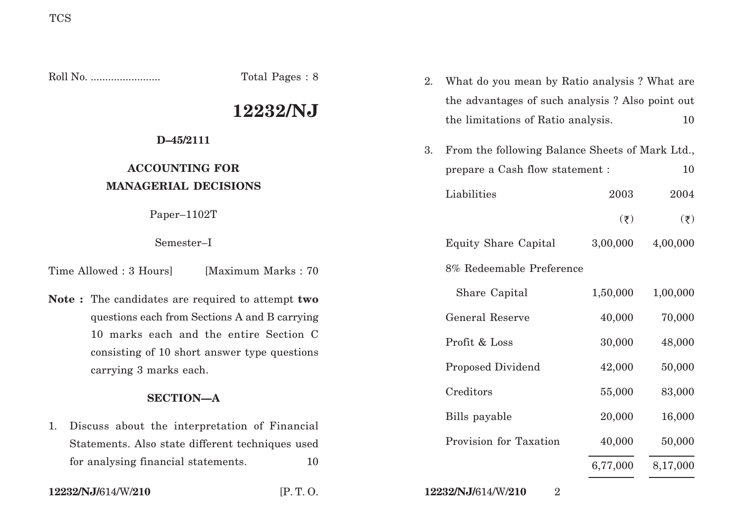TCS

Roll No. ........................ Total Pages : 8

# 12232/NJ

**D–45/2111**

## ACCOUNTING FOR MANAGERIAL DECISIONS

Paper–1102T

Semester–I

Time Allowed : 3 Hours] [Maximum Marks : 70

**Note :** The candidates are required to attempt **two** questions each from Sections A and B carrying 10 marks each and the entire Section C consisting of 10 short answer type questions carrying 3 marks each.

## SECTION—A

1. Discuss about the interpretation of Financial Statements. Also state different techniques used for analysing financial statements. 10

2. What do you mean by Ratio analysis ? What are the advantages of such analysis ? Also point out the limitations of Ratio analysis. 10

3. From the following Balance Sheets of Mark Ltd., prepare a Cash flow statement : 10

| Liabilities | 2003 | 2004 |
|---|---|---|
| | (₹) | (₹) |
| Equity Share Capital | 3,00,000 | 4,00,000 |
| 8% Redeemable Preference Share Capital | 1,50,000 | 1,00,000 |
| General Reserve | 40,000 | 70,000 |
| Profit & Loss | 30,000 | 48,000 |
| Proposed Dividend | 42,000 | 50,000 |
| Creditors | 55,000 | 83,000 |
| Bills payable | 20,000 | 16,000 |
| Provision for Taxation | 40,000 | 50,000 |
| | 6,77,000 | 8,17,000 |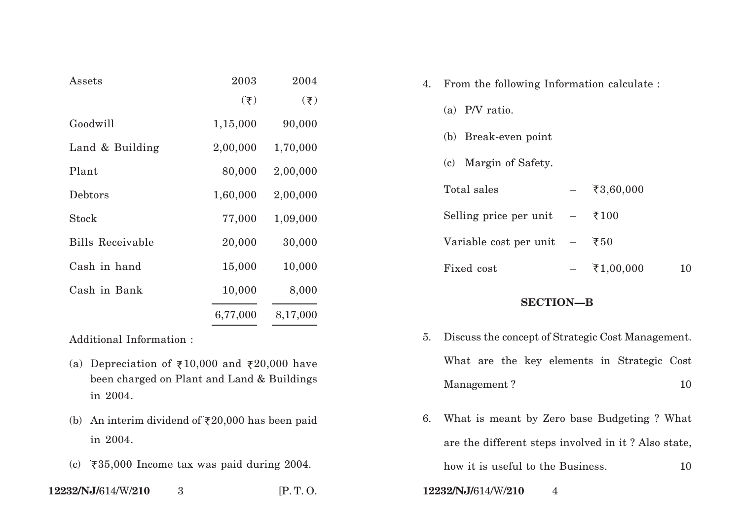| Assets | 2003 (₹) | 2004 (₹) |
|---|---|---|
| Goodwill | 1,15,000 | 90,000 |
| Land & Building | 2,00,000 | 1,70,000 |
| Plant | 80,000 | 2,00,000 |
| Debtors | 1,60,000 | 2,00,000 |
| Stock | 77,000 | 1,09,000 |
| Bills Receivable | 20,000 | 30,000 |
| Cash in hand | 15,000 | 10,000 |
| Cash in Bank | 10,000 | 8,000 |
| | 6,77,000 | 8,17,000 |

Additional Information :

(a) Depreciation of ₹10,000 and ₹20,000 have been charged on Plant and Land & Buildings in 2004.

(b) An interim dividend of ₹20,000 has been paid in 2004.

(c) ₹35,000 Income tax was paid during 2004.

4. From the following Information calculate :

   (a) P/V ratio.

   (b) Break-even point

   (c) Margin of Safety.

   Total sales – ₹3,60,000

   Selling price per unit – ₹100

   Variable cost per unit – ₹50

   Fixed cost – ₹1,00,000 10

## SECTION—B

5. Discuss the concept of Strategic Cost Management. What are the key elements in Strategic Cost Management ? 10

6. What is meant by Zero base Budgeting ? What are the different steps involved in it ? Also state, how it is useful to the Business. 10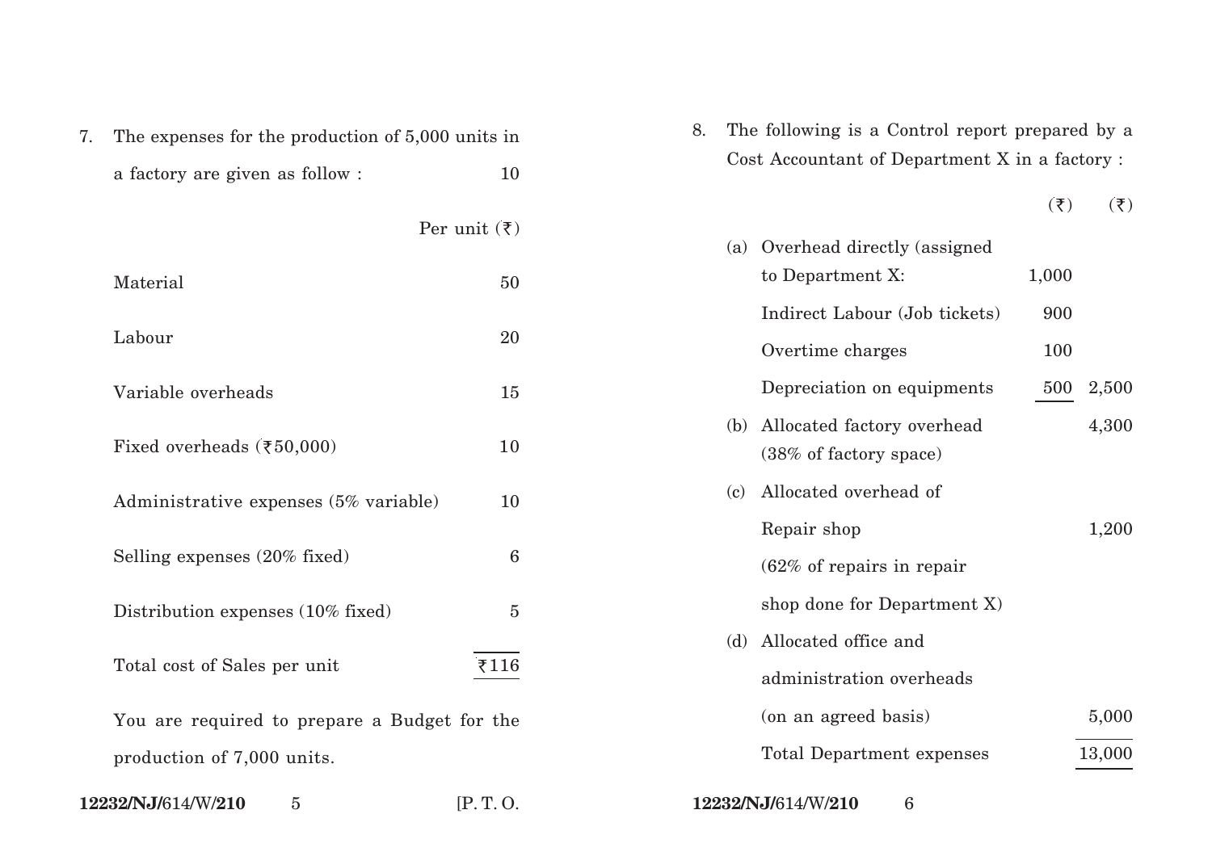7. The expenses for the production of 5,000 units in a factory are given as follow : 10

| | Per unit (₹) |
|---|---|
| Material | 50 |
| Labour | 20 |
| Variable overheads | 15 |
| Fixed overheads (₹50,000) | 10 |
| Administrative expenses (5% variable) | 10 |
| Selling expenses (20% fixed) | 6 |
| Distribution expenses (10% fixed) | 5 |
| Total cost of Sales per unit | ₹116 |

You are required to prepare a Budget for the production of 7,000 units.

8. The following is a Control report prepared by a Cost Accountant of Department X in a factory :

| | | (₹) | (₹) |
|---|---|---|---|
| (a) | Overhead directly (assigned to Department X: | 1,000 | |
| | Indirect Labour (Job tickets) | 900 | |
| | Overtime charges | 100 | |
| | Depreciation on equipments | 500 | 2,500 |
| (b) | Allocated factory overhead (38% of factory space) | | 4,300 |
| (c) | Allocated overhead of Repair shop (62% of repairs in repair shop done for Department X) | | 1,200 |
| (d) | Allocated office and administration overheads (on an agreed basis) | | 5,000 |
| | Total Department expenses | | 13,000 |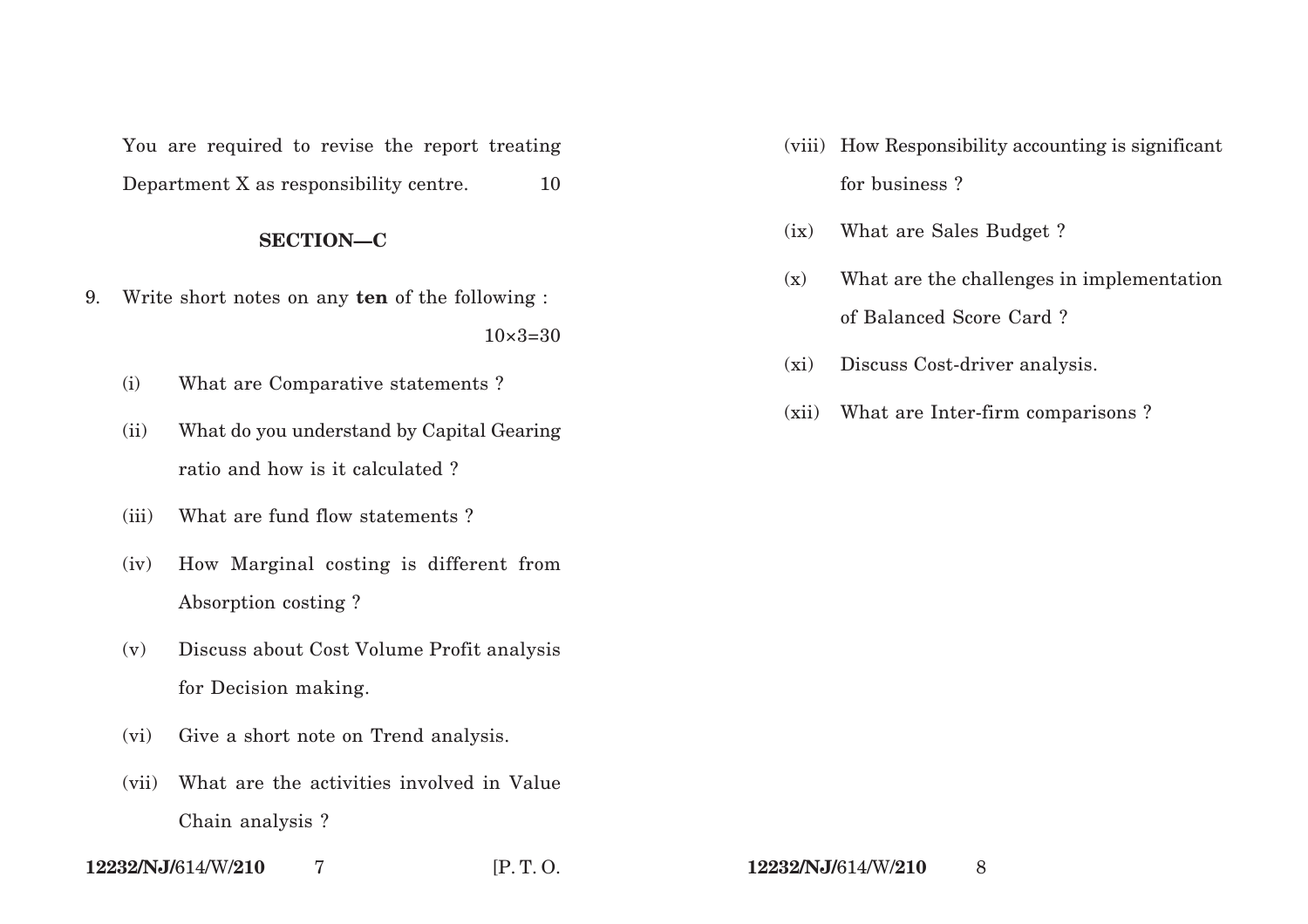You are required to revise the report treating Department X as responsibility centre. 10

## SECTION—C

9. Write short notes on any **ten** of the following : 10×3=30

   (i) What are Comparative statements ?

   (ii) What do you understand by Capital Gearing ratio and how is it calculated ?

   (iii) What are fund flow statements ?

   (iv) How Marginal costing is different from Absorption costing ?

   (v) Discuss about Cost Volume Profit analysis for Decision making.

   (vi) Give a short note on Trend analysis.

   (vii) What are the activities involved in Value Chain analysis ?

   (viii) How Responsibility accounting is significant for business ?

   (ix) What are Sales Budget ?

   (x) What are the challenges in implementation of Balanced Score Card ?

   (xi) Discuss Cost-driver analysis.

   (xii) What are Inter-firm comparisons ?